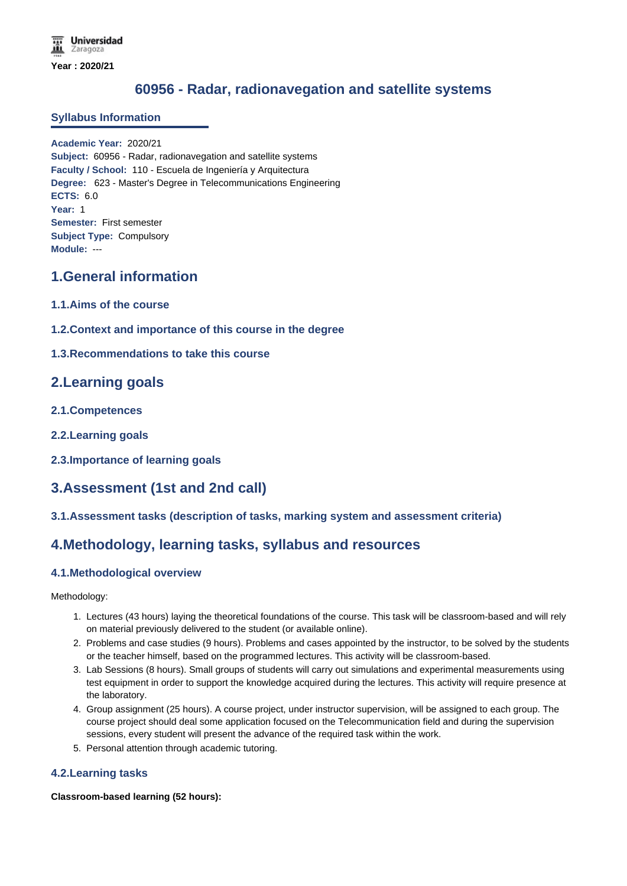Universidad Zaragoza

Year : 2020/21

# 60956 - Radar, radionavegation and satellite systems

## Syllabus Information

**Academic Year:** 2020/21
**Subject:** 60956 - Radar, radionavegation and satellite systems
**Faculty / School:** 110 - Escuela de Ingeniería y Arquitectura
**Degree:** 623 - Master's Degree in Telecommunications Engineering
**ECTS:** 6.0
**Year:** 1
**Semester:** First semester
**Subject Type:** Compulsory
**Module:** ---

## 1.General information

### 1.1.Aims of the course

### 1.2.Context and importance of this course in the degree

### 1.3.Recommendations to take this course

## 2.Learning goals

### 2.1.Competences

### 2.2.Learning goals

### 2.3.Importance of learning goals

## 3.Assessment (1st and 2nd call)

### 3.1.Assessment tasks (description of tasks, marking system and assessment criteria)

## 4.Methodology, learning tasks, syllabus and resources

### 4.1.Methodological overview

Methodology:

1. Lectures (43 hours) laying the theoretical foundations of the course. This task will be classroom-based and will rely on material previously delivered to the student (or available online).
2. Problems and case studies (9 hours). Problems and cases appointed by the instructor, to be solved by the students or the teacher himself, based on the programmed lectures. This activity will be classroom-based.
3. Lab Sessions (8 hours). Small groups of students will carry out simulations and experimental measurements using test equipment in order to support the knowledge acquired during the lectures. This activity will require presence at the laboratory.
4. Group assignment (25 hours). A course project, under instructor supervision, will be assigned to each group. The course project should deal some application focused on the Telecommunication field and during the supervision sessions, every student will present the advance of the required task within the work.
5. Personal attention through academic tutoring.

### 4.2.Learning tasks

**Classroom-based learning (52 hours):**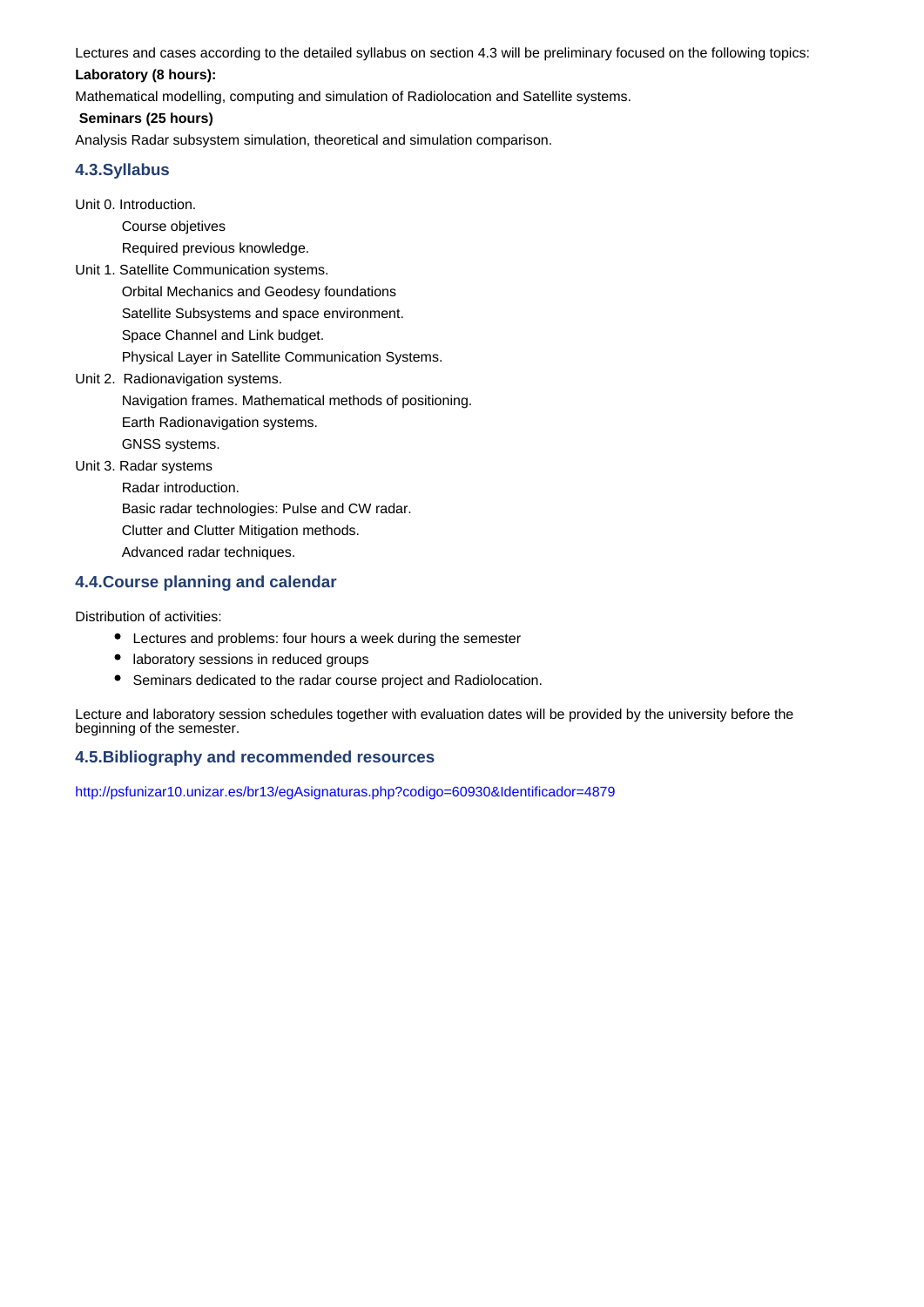Lectures and cases according to the detailed syllabus on section 4.3 will be preliminary focused on the following topics:

**Laboratory (8 hours):**

Mathematical modelling, computing and simulation of Radiolocation and Satellite systems.

**Seminars (25 hours)**

Analysis Radar subsystem simulation, theoretical and simulation comparison.

## 4.3.Syllabus

Unit 0. Introduction.

- Course objetives
- Required previous knowledge.

Unit 1. Satellite Communication systems.

- Orbital Mechanics and Geodesy foundations
- Satellite Subsystems and space environment.
- Space Channel and Link budget.
- Physical Layer in Satellite Communication Systems.

Unit 2. Radionavigation systems.

- Navigation frames. Mathematical methods of positioning.
- Earth Radionavigation systems.
- GNSS systems.

Unit 3. Radar systems

- Radar introduction.
- Basic radar technologies: Pulse and CW radar.
- Clutter and Clutter Mitigation methods.
- Advanced radar techniques.

## 4.4.Course planning and calendar

Distribution of activities:

- Lectures and problems: four hours a week during the semester
- laboratory sessions in reduced groups
- Seminars dedicated to the radar course project and Radiolocation.

Lecture and laboratory session schedules together with evaluation dates will be provided by the university before the beginning of the semester.

## 4.5.Bibliography and recommended resources

http://psfunizar10.unizar.es/br13/egAsignaturas.php?codigo=60930&Identificador=4879